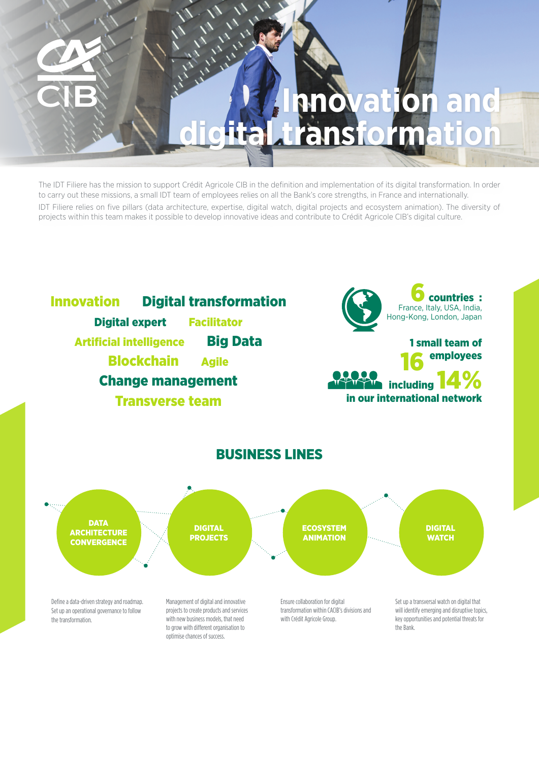CA CIB

# Innovation and digital transformation

The IDT Filiere has the mission to support Crédit Agricole CIB in the definition and implementation of its digital transformation. In order to carry out these missions, a small IDT team of employees relies on all the Bank's core strengths, in France and internationally.

IDT Filiere relies on five pillars (data architecture, expertise, digital watch, digital projects and ecosystem animation). The diversity of projects within this team makes it possible to develop innovative ideas and contribute to Crédit Agricole CIB's digital culture.

**Innovation** **Digital transformation**
**Digital expert** **Facilitator**
**Artificial intelligence** **Big Data**
**Blockchain** **Agile**
**Change management**
**Transverse team**

**6 countries :** France, Italy, USA, India, Hong-Kong, London, Japan

**1 small team of 16 employees including 14% in our international network**

## BUSINESS LINES

**DATA ARCHITECTURE CONVERGENCE**

Define a data-driven strategy and roadmap. Set up an operational governance to follow the transformation.

**DIGITAL PROJECTS**

Management of digital and innovative projects to create products and services with new business models, that need to grow with different organisation to optimise chances of success.

**ECOSYSTEM ANIMATION**

Ensure collaboration for digital transformation within CACIB's divisions and with Crédit Agricole Group.

**DIGITAL WATCH**

Set up a transversal watch on digital that will identify emerging and disruptive topics, key opportunities and potential threats for the Bank.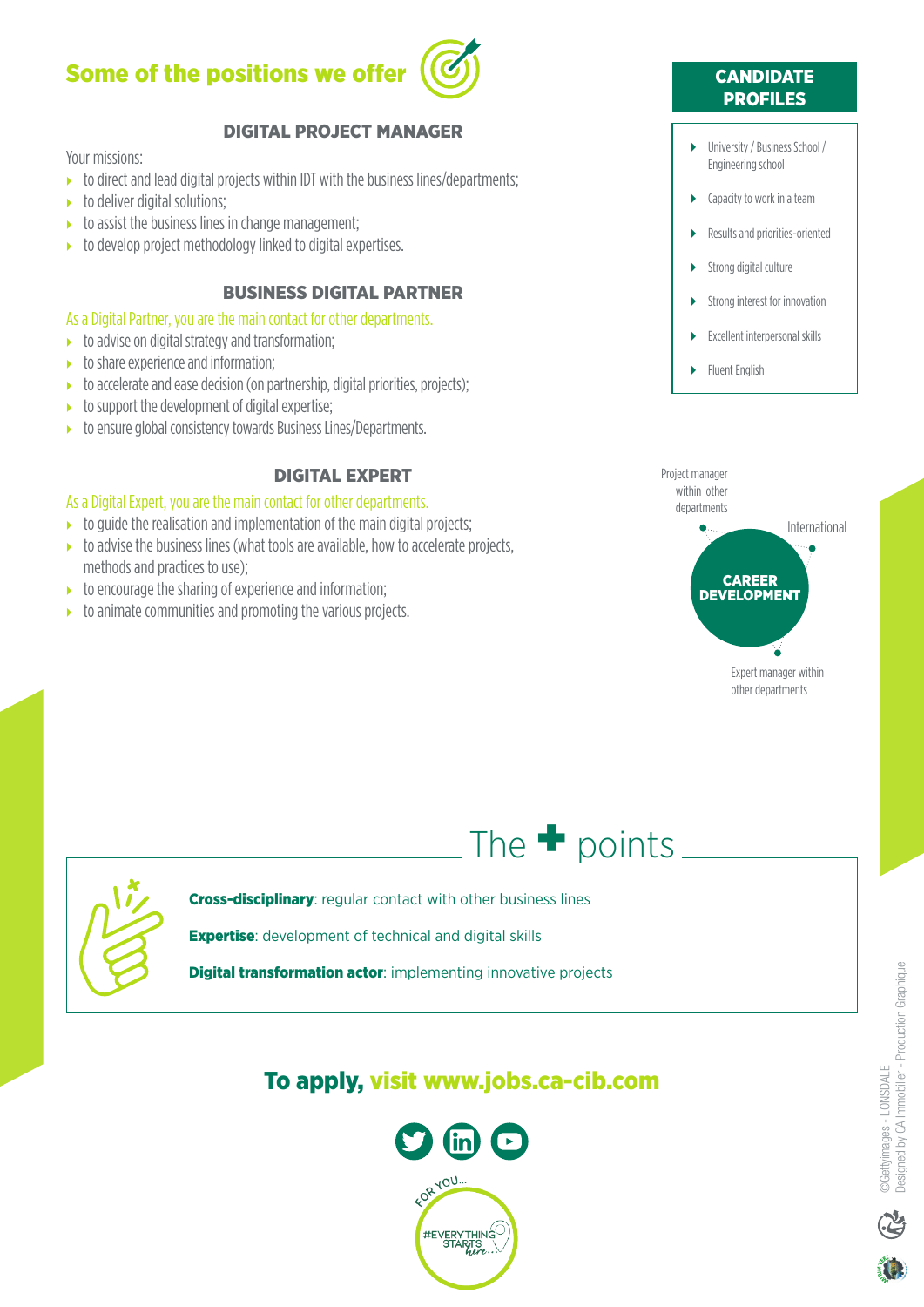## Some of the positions we offer

### DIGITAL PROJECT MANAGER

Your missions:

- to direct and lead digital projects within IDT with the business lines/departments;
- to deliver digital solutions;
- to assist the business lines in change management;
- to develop project methodology linked to digital expertises.

### BUSINESS DIGITAL PARTNER

As a Digital Partner, you are the main contact for other departments.

- to advise on digital strategy and transformation;
- to share experience and information;
- to accelerate and ease decision (on partnership, digital priorities, projects);
- to support the development of digital expertise;
- to ensure global consistency towards Business Lines/Departments.

### DIGITAL EXPERT

As a Digital Expert, you are the main contact for other departments.

- to guide the realisation and implementation of the main digital projects;
- to advise the business lines (what tools are available, how to accelerate projects, methods and practices to use);
- to encourage the sharing of experience and information;
- to animate communities and promoting the various projects.

## CANDIDATE PROFILES

- University / Business School / Engineering school
- Capacity to work in a team
- Results and priorities-oriented
- Strong digital culture
- Strong interest for innovation
- Excellent interpersonal skills
- Fluent English

CAREER DEVELOPMENT

Project manager within other departments

International

Expert manager within other departments

## The ✚ points

**Cross-disciplinary**: regular contact with other business lines

**Expertise**: development of technical and digital skills

**Digital transformation actor**: implementing innovative projects

## To apply, visit www.jobs.ca-cib.com

FOR YOU... #EVERYTHING STARTS here...

©Gettyimages - LONSDALE
Designed by CA Immobilier - Production Graphique